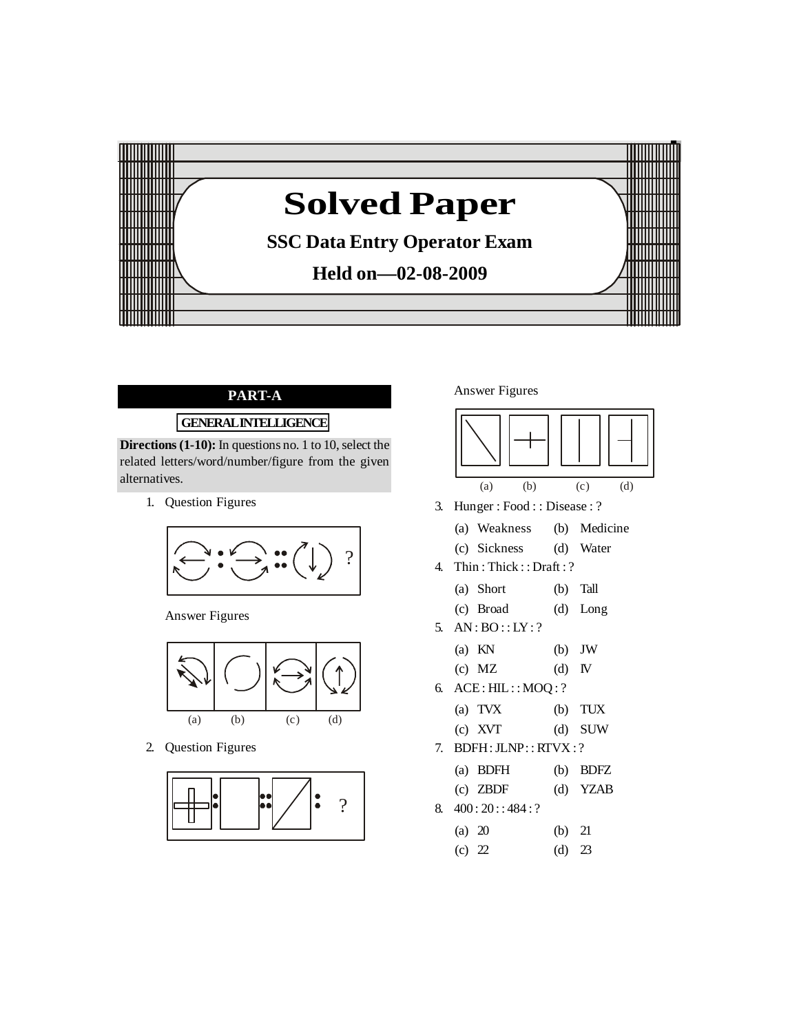# Solved Paper

## SSC Data Entry Operator Exam

## Held on—02-08-2009

## PART-A

### GENERAL INTELLIGENCE

**Directions (1-10):** In questions no. 1 to 10, select the related letters/word/number/figure from the given alternatives.

1. Question Figures

   Answer Figures

   (a) (b) (c) (d)

2. Question Figures

   Answer Figures

   (a) (b) (c) (d)

3. Hunger : Food : : Disease : ?
   - (a) Weakness
   - (b) Medicine
   - (c) Sickness
   - (d) Water

4. Thin : Thick : : Draft : ?
   - (a) Short
   - (b) Tall
   - (c) Broad
   - (d) Long

5. AN : BO : : LY : ?
   - (a) KN
   - (b) JW
   - (c) MZ
   - (d) IV

6. ACE : HIL : : MOQ : ?
   - (a) TVX
   - (b) TUX
   - (c) XVT
   - (d) SUW

7. BDFH : JLNP : : RTVX : ?
   - (a) BDFH
   - (b) BDFZ
   - (c) ZBDF
   - (d) YZAB

8. 400 : 20 : : 484 : ?
   - (a) 20
   - (b) 21
   - (c) 22
   - (d) 23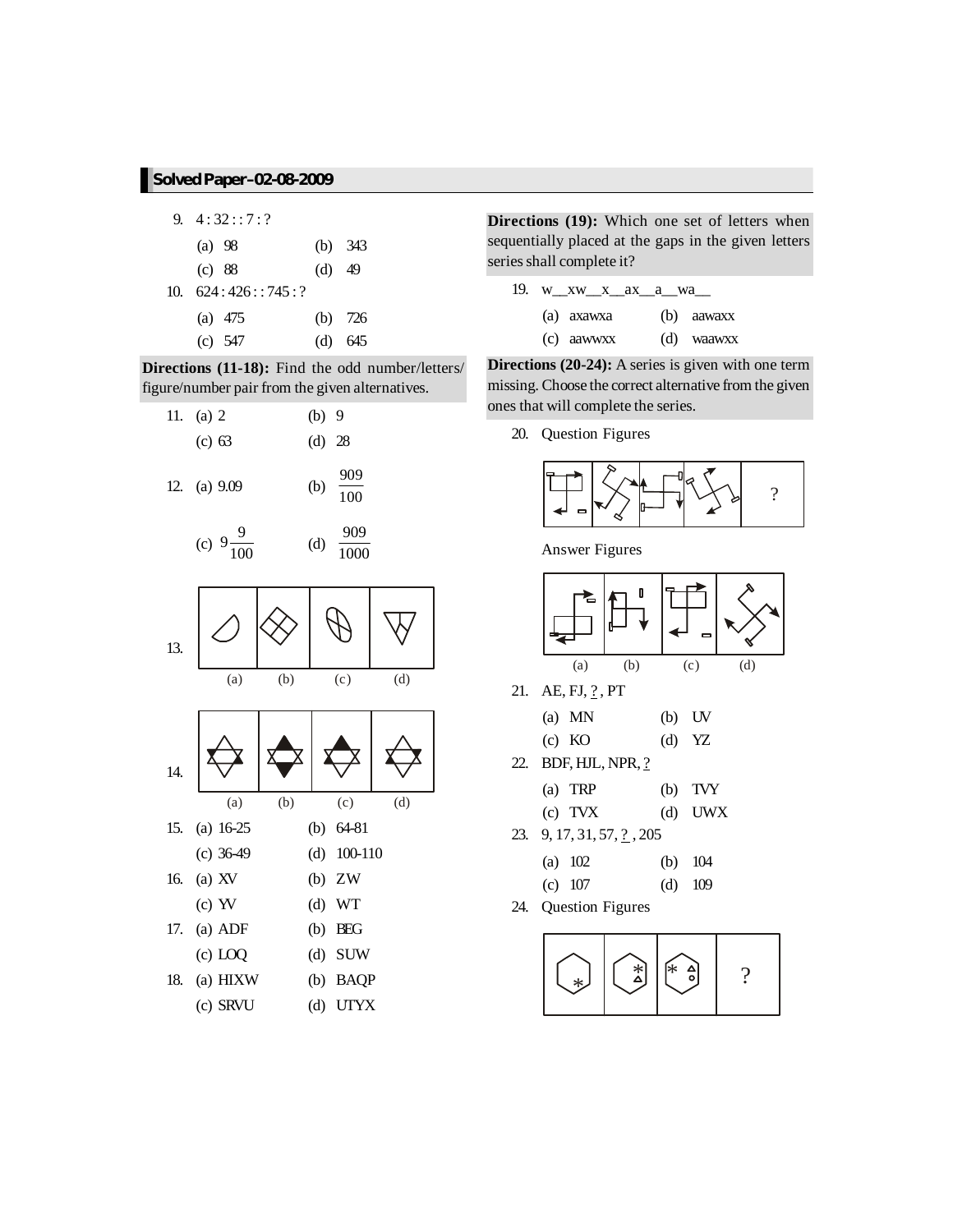## Solved Paper–02-08-2009

9. 4 : 32 : : 7 : ?
   (a) 98 (b) 343
   (c) 88 (d) 49

10. 624 : 426 : : 745 : ?
   (a) 475 (b) 726
   (c) 547 (d) 645

**Directions (11-18):** Find the odd number/letters/ figure/number pair from the given alternatives.

11. (a) 2 (b) 9
   (c) 63 (d) 28

12. (a) 9.09 (b) $\frac{909}{100}$
   (c) $9\frac{9}{100}$ (d) $\frac{909}{1000}$

13. 
   (a) (b) (c) (d)

14. 
   (a) (b) (c) (d)

15. (a) 16-25 (b) 64-81
   (c) 36-49 (d) 100-110

16. (a) XV (b) ZW
   (c) YV (d) WT

17. (a) ADF (b) BEG
   (c) LOQ (d) SUW

18. (a) HIXW (b) BAQP
   (c) SRVU (d) UTYX

**Directions (19):** Which one set of letters when sequentially placed at the gaps in the given letters series shall complete it?

19. w\_\_xw\_\_x\_\_ax\_\_a\_\_wa\_\_
   (a) axawxa (b) aawaxx
   (c) aawwxx (d) waawxx

**Directions (20-24):** A series is given with one term missing. Choose the correct alternative from the given ones that will complete the series.

20. Question Figures

   Answer Figures

   (a) (b) (c) (d)

21. AE, FJ, ?, PT
   (a) MN (b) UV
   (c) KO (d) YZ

22. BDF, HJL, NPR, ?
   (a) TRP (b) TVY
   (c) TVX (d) UWX

23. 9, 17, 31, 57, ?, 205
   (a) 102 (b) 104
   (c) 107 (d) 109

24. Question Figures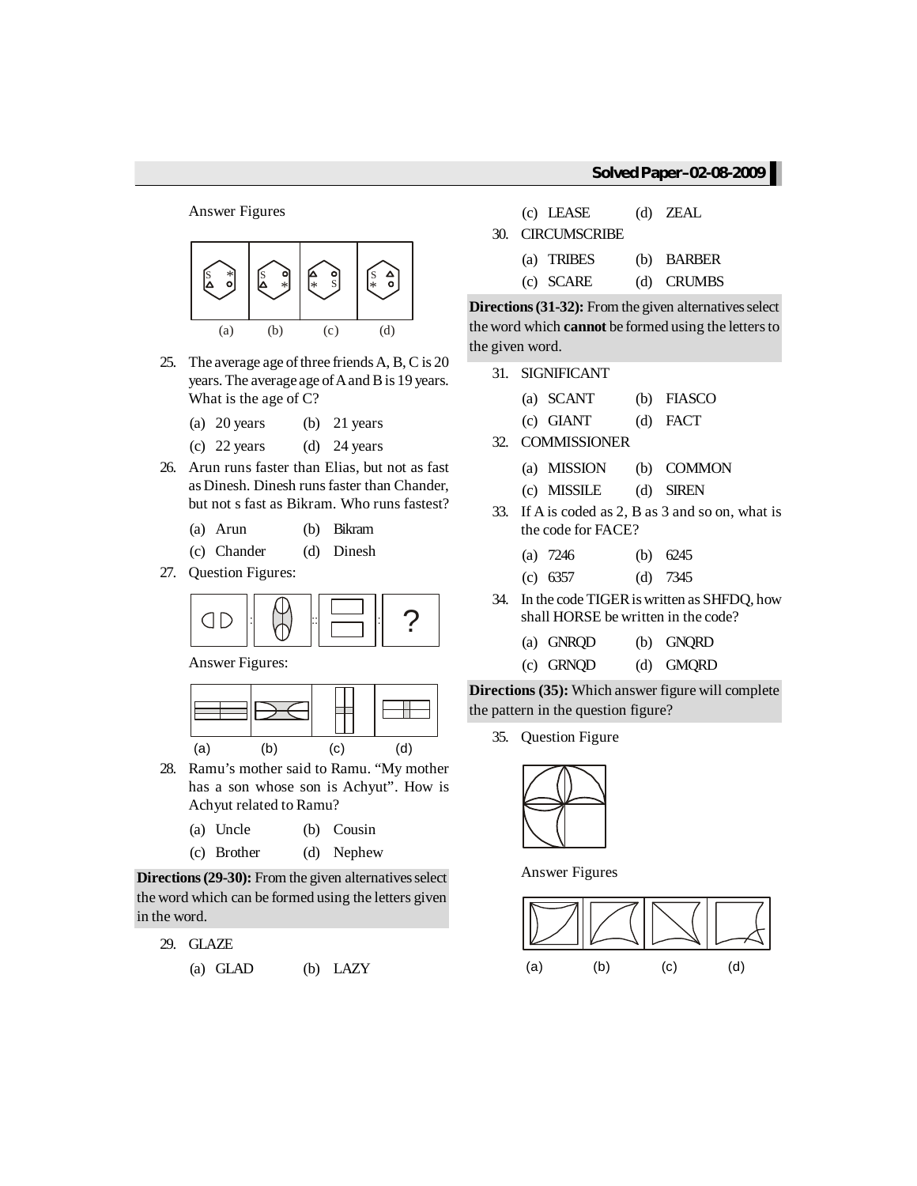Answer Figures

(a) (b) (c) (d)

25. The average age of three friends A, B, C is 20 years. The average age of A and B is 19 years. What is the age of C?

    (a) 20 years (b) 21 years
    (c) 22 years (d) 24 years

26. Arun runs faster than Elias, but not as fast as Dinesh. Dinesh runs faster than Chander, but not s fast as Bikram. Who runs fastest?

    (a) Arun (b) Bikram
    (c) Chander (d) Dinesh

27. Question Figures:

    Answer Figures:

    (a) (b) (c) (d)

28. Ramu's mother said to Ramu. "My mother has a son whose son is Achyut". How is Achyut related to Ramu?

    (a) Uncle (b) Cousin
    (c) Brother (d) Nephew

**Directions (29-30):** From the given alternatives select the word which can be formed using the letters given in the word.

29. GLAZE

    (a) GLAD (b) LAZY
    (c) LEASE (d) ZEAL

30. CIRCUMSCRIBE

    (a) TRIBES (b) BARBER
    (c) SCARE (d) CRUMBS

**Directions (31-32):** From the given alternatives select the word which **cannot** be formed using the letters to the given word.

31. SIGNIFICANT

    (a) SCANT (b) FIASCO
    (c) GIANT (d) FACT

32. COMMISSIONER

    (a) MISSION (b) COMMON
    (c) MISSILE (d) SIREN

33. If A is coded as 2, B as 3 and so on, what is the code for FACE?

    (a) 7246 (b) 6245
    (c) 6357 (d) 7345

34. In the code TIGER is written as SHFDQ, how shall HORSE be written in the code?

    (a) GNRQD (b) GNQRD
    (c) GRNQD (d) GMQRD

**Directions (35):** Which answer figure will complete the pattern in the question figure?

35. Question Figure

    Answer Figures

    (a) (b) (c) (d)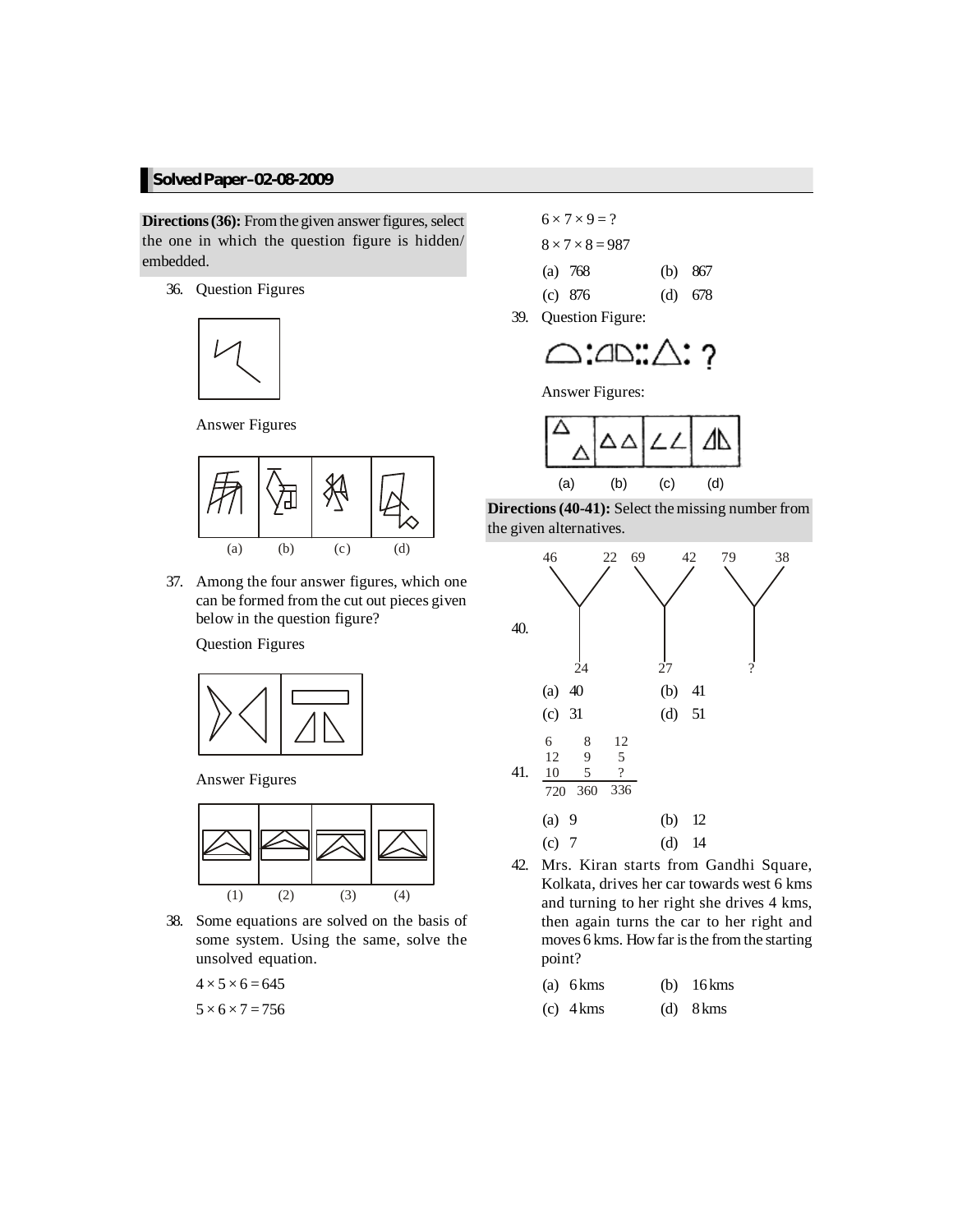**Directions (36):** From the given answer figures, select the one in which the question figure is hidden/ embedded.

36. Question Figures

Answer Figures

(a) (b) (c) (d)

37. Among the four answer figures, which one can be formed from the cut out pieces given below in the question figure?

Question Figures

Answer Figures

(1) (2) (3) (4)

38. Some equations are solved on the basis of some system. Using the same, solve the unsolved equation.

$4 \times 5 \times 6 = 645$

$5 \times 6 \times 7 = 756$

$6 \times 7 \times 9 = ?$

$8 \times 7 \times 8 = 987$

(a) 768 (b) 867

(c) 876 (d) 678

39. Question Figure:

Answer Figures:

(a) (b) (c) (d)

**Directions (40-41):** Select the missing number from the given alternatives.

40.

| 46 | 22 | 69 | 42 | 79 | 38 |
|---|---|---|---|---|---|
| 24 | | 27 | | ? | |

(a) 40 (b) 41

(c) 31 (d) 51

41.

| 6 | 8 | 12 |
|---|---|---|
| 12 | 9 | 5 |
| 10 | 5 | ? |
| 720 | 360 | 336 |

(a) 9 (b) 12

(c) 7 (d) 14

42. Mrs. Kiran starts from Gandhi Square, Kolkata, drives her car towards west 6 kms and turning to her right she drives 4 kms, then again turns the car to her right and moves 6 kms. How far is the from the starting point?

(a) 6 kms (b) 16 kms

(c) 4 kms (d) 8 kms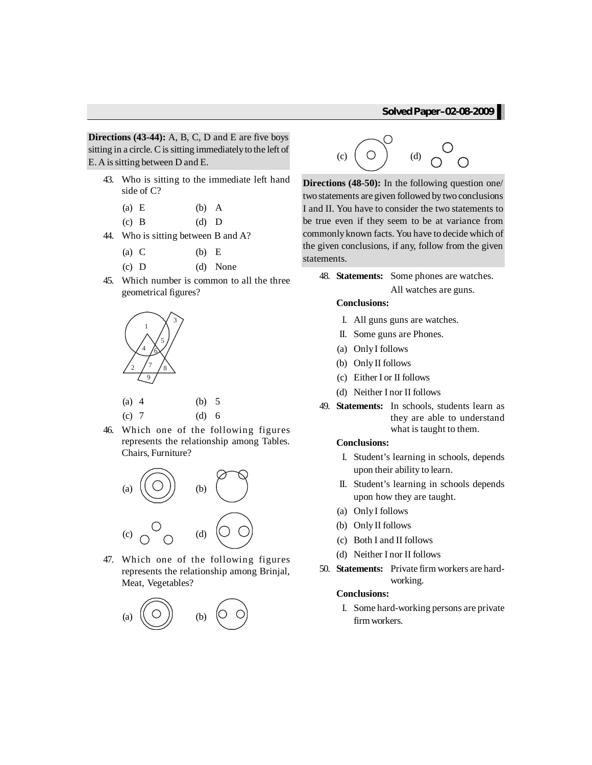**Directions (43-44):** A, B, C, D and E are five boys sitting in a circle. C is sitting immediately to the left of E. A is sitting between D and E.

43. Who is sitting to the immediate left hand side of C?

    (a) E (b) A
    (c) B (d) D

44. Who is sitting between B and A?

    (a) C (b) E
    (c) D (d) None

45. Which number is common to all the three geometrical figures?

    (a) 4 (b) 5
    (c) 7 (d) 6

46. Which one of the following figures represents the relationship among Tables. Chairs, Furniture?

    (a) (b)
    (c) (d)

47. Which one of the following figures represents the relationship among Brinjal, Meat, Vegetables?

    (a) (b)
    (c) (d)

**Directions (48-50):** In the following question one/ two statements are given followed by two conclusions I and II. You have to consider the two statements to be true even if they seem to be at variance from commonly known facts. You have to decide which of the given conclusions, if any, follow from the given statements.

48. **Statements:** Some phones are watches.
    All watches are guns.

    **Conclusions:**

    I. All guns guns are watches.
    II. Some guns are Phones.

    (a) Only I follows
    (b) Only II follows
    (c) Either I or II follows
    (d) Neither I nor II follows

49. **Statements:** In schools, students learn as they are able to understand what is taught to them.

    **Conclusions:**

    I. Student's learning in schools, depends upon their ability to learn.
    II. Student's learning in schools depends upon how they are taught.

    (a) Only I follows
    (b) Only II follows
    (c) Both I and II follows
    (d) Neither I nor II follows

50. **Statements:** Private firm workers are hard-working.

    **Conclusions:**

    I. Some hard-working persons are private firm workers.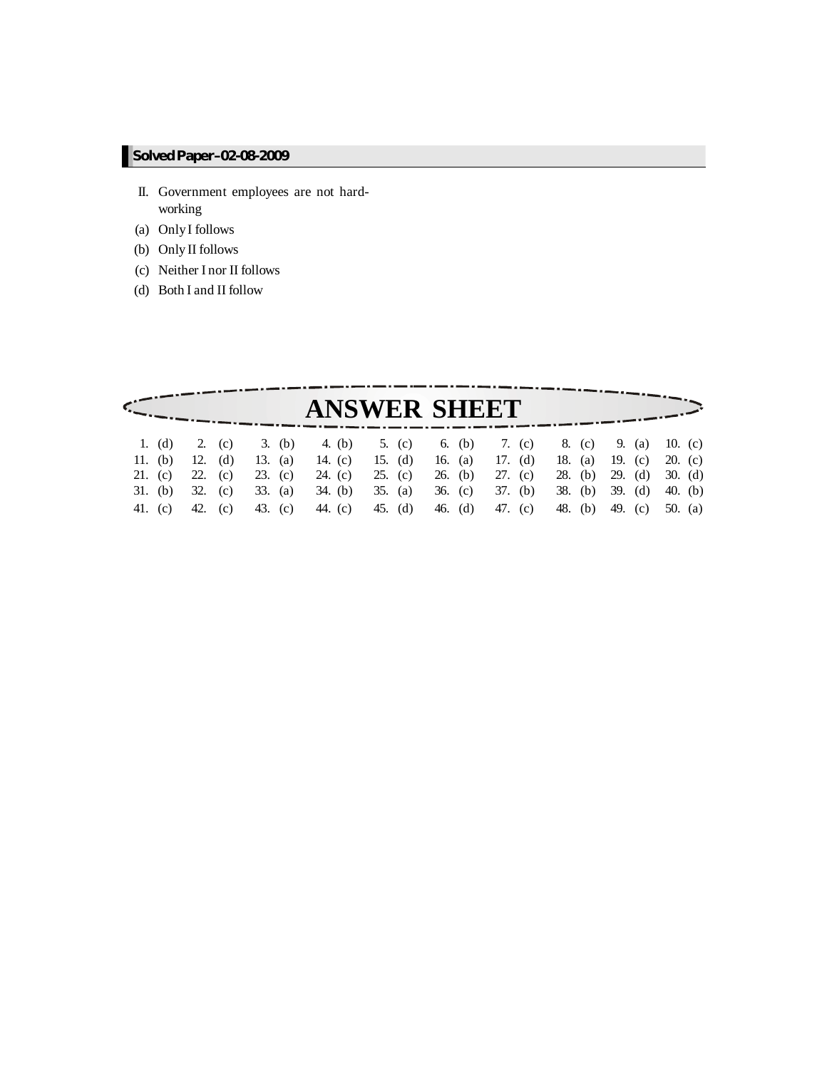II. Government employees are not hard-working

(a) Only I follows

(b) Only II follows

(c) Neither I nor II follows

(d) Both I and II follow

# ANSWER SHEET

| | | | | | | | | | |
|---|---|---|---|---|---|---|---|---|---|
| 1. (d) | 2. (c) | 3. (b) | 4. (b) | 5. (c) | 6. (b) | 7. (c) | 8. (c) | 9. (a) | 10. (c) |
| 11. (b) | 12. (d) | 13. (a) | 14. (c) | 15. (d) | 16. (a) | 17. (d) | 18. (a) | 19. (c) | 20. (c) |
| 21. (c) | 22. (c) | 23. (c) | 24. (c) | 25. (c) | 26. (b) | 27. (c) | 28. (b) | 29. (d) | 30. (d) |
| 31. (b) | 32. (c) | 33. (a) | 34. (b) | 35. (a) | 36. (c) | 37. (b) | 38. (b) | 39. (d) | 40. (b) |
| 41. (c) | 42. (c) | 43. (c) | 44. (c) | 45. (d) | 46. (d) | 47. (c) | 48. (b) | 49. (c) | 50. (a) |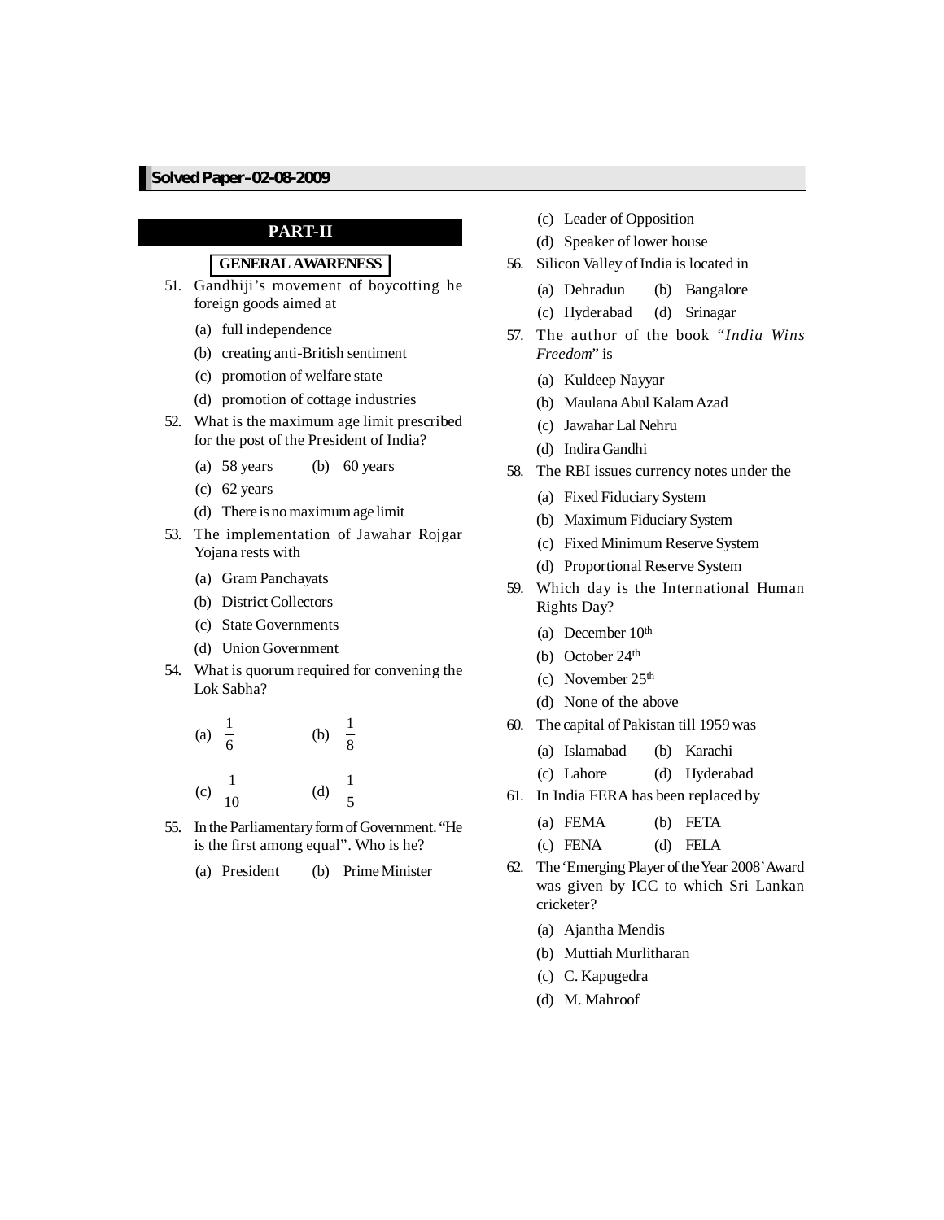## PART-II

### GENERAL AWARENESS

51. Gandhiji's movement of boycotting he foreign goods aimed at
    (a) full independence
    (b) creating anti-British sentiment
    (c) promotion of welfare state
    (d) promotion of cottage industries

52. What is the maximum age limit prescribed for the post of the President of India?
    (a) 58 years (b) 60 years
    (c) 62 years
    (d) There is no maximum age limit

53. The implementation of Jawahar Rojgar Yojana rests with
    (a) Gram Panchayats
    (b) District Collectors
    (c) State Governments
    (d) Union Government

54. What is quorum required for convening the Lok Sabha?
    (a) $\frac{1}{6}$ (b) $\frac{1}{8}$
    (c) $\frac{1}{10}$ (d) $\frac{1}{5}$

55. In the Parliamentary form of Government. "He is the first among equal". Who is he?
    (a) President (b) Prime Minister
    (c) Leader of Opposition
    (d) Speaker of lower house

56. Silicon Valley of India is located in
    (a) Dehradun (b) Bangalore
    (c) Hyderabad (d) Srinagar

57. The author of the book "*India Wins Freedom*" is
    (a) Kuldeep Nayyar
    (b) Maulana Abul Kalam Azad
    (c) Jawahar Lal Nehru
    (d) Indira Gandhi

58. The RBI issues currency notes under the
    (a) Fixed Fiduciary System
    (b) Maximum Fiduciary System
    (c) Fixed Minimum Reserve System
    (d) Proportional Reserve System

59. Which day is the International Human Rights Day?
    (a) December 10th
    (b) October 24th
    (c) November 25th
    (d) None of the above

60. The capital of Pakistan till 1959 was
    (a) Islamabad (b) Karachi
    (c) Lahore (d) Hyderabad

61. In India FERA has been replaced by
    (a) FEMA (b) FETA
    (c) FENA (d) FELA

62. The 'Emerging Player of the Year 2008' Award was given by ICC to which Sri Lankan cricketer?
    (a) Ajantha Mendis
    (b) Muttiah Murlitharan
    (c) C. Kapugedra
    (d) M. Mahroof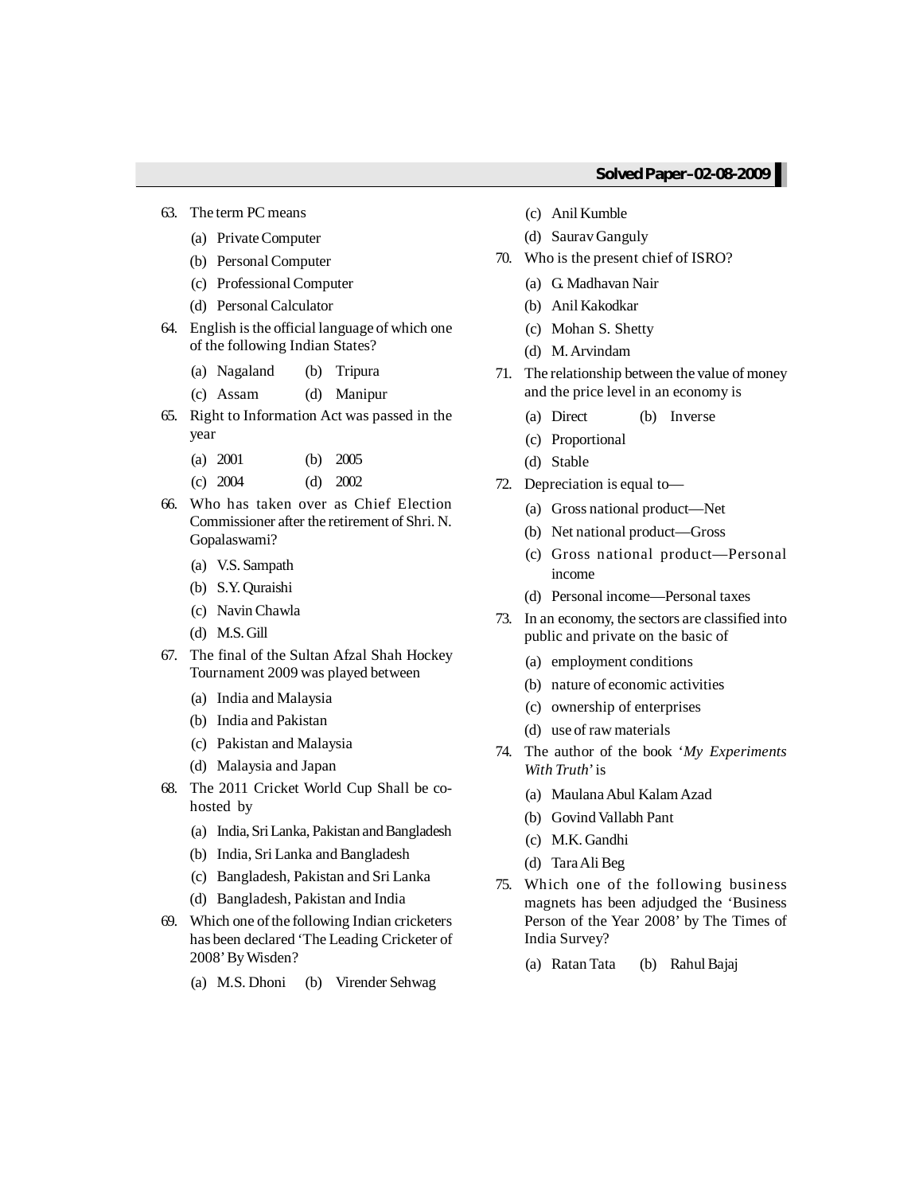63. The term PC means

    (a) Private Computer
    (b) Personal Computer
    (c) Professional Computer
    (d) Personal Calculator

64. English is the official language of which one of the following Indian States?

    (a) Nagaland (b) Tripura
    (c) Assam (d) Manipur

65. Right to Information Act was passed in the year

    (a) 2001 (b) 2005
    (c) 2004 (d) 2002

66. Who has taken over as Chief Election Commissioner after the retirement of Shri. N. Gopalaswami?

    (a) V.S. Sampath
    (b) S.Y. Quraishi
    (c) Navin Chawla
    (d) M.S. Gill

67. The final of the Sultan Afzal Shah Hockey Tournament 2009 was played between

    (a) India and Malaysia
    (b) India and Pakistan
    (c) Pakistan and Malaysia
    (d) Malaysia and Japan

68. The 2011 Cricket World Cup Shall be co-hosted by

    (a) India, Sri Lanka, Pakistan and Bangladesh
    (b) India, Sri Lanka and Bangladesh
    (c) Bangladesh, Pakistan and Sri Lanka
    (d) Bangladesh, Pakistan and India

69. Which one of the following Indian cricketers has been declared 'The Leading Cricketer of 2008' By Wisden?

    (a) M.S. Dhoni (b) Virender Sehwag
    (c) Anil Kumble
    (d) Saurav Ganguly

70. Who is the present chief of ISRO?

    (a) G. Madhavan Nair
    (b) Anil Kakodkar
    (c) Mohan S. Shetty
    (d) M. Arvindam

71. The relationship between the value of money and the price level in an economy is

    (a) Direct (b) Inverse
    (c) Proportional
    (d) Stable

72. Depreciation is equal to—

    (a) Gross national product—Net
    (b) Net national product—Gross
    (c) Gross national product—Personal income
    (d) Personal income—Personal taxes

73. In an economy, the sectors are classified into public and private on the basic of

    (a) employment conditions
    (b) nature of economic activities
    (c) ownership of enterprises
    (d) use of raw materials

74. The author of the book '*My Experiments With Truth*' is

    (a) Maulana Abul Kalam Azad
    (b) Govind Vallabh Pant
    (c) M.K. Gandhi
    (d) Tara Ali Beg

75. Which one of the following business magnets has been adjudged the 'Business Person of the Year 2008' by The Times of India Survey?

    (a) Ratan Tata (b) Rahul Bajaj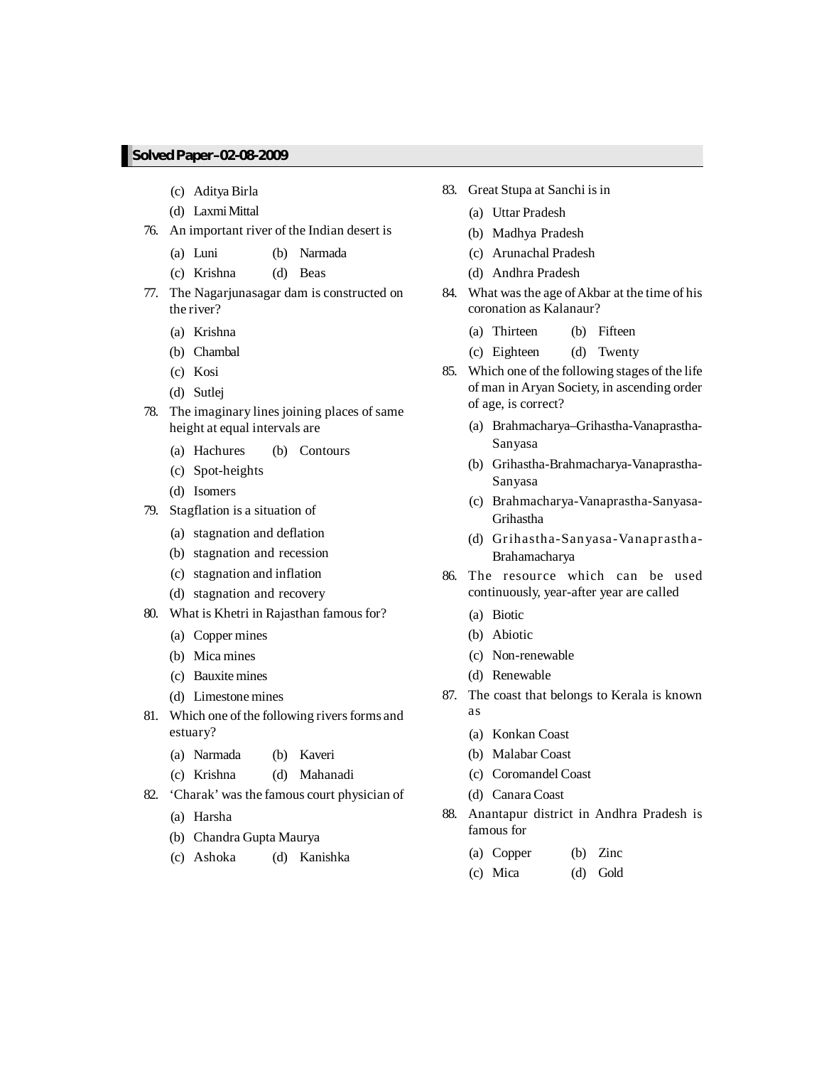(c) Aditya Birla

(d) Laxmi Mittal

76. An important river of the Indian desert is

(a) Luni (b) Narmada

(c) Krishna (d) Beas

77. The Nagarjunasagar dam is constructed on the river?

(a) Krishna

(b) Chambal

(c) Kosi

(d) Sutlej

78. The imaginary lines joining places of same height at equal intervals are

(a) Hachures (b) Contours

(c) Spot-heights

(d) Isomers

79. Stagflation is a situation of

(a) stagnation and deflation

(b) stagnation and recession

(c) stagnation and inflation

(d) stagnation and recovery

80. What is Khetri in Rajasthan famous for?

(a) Copper mines

(b) Mica mines

(c) Bauxite mines

(d) Limestone mines

81. Which one of the following rivers forms and estuary?

(a) Narmada (b) Kaveri

(c) Krishna (d) Mahanadi

82. 'Charak' was the famous court physician of

(a) Harsha

(b) Chandra Gupta Maurya

(c) Ashoka (d) Kanishka

83. Great Stupa at Sanchi is in

(a) Uttar Pradesh

(b) Madhya Pradesh

(c) Arunachal Pradesh

(d) Andhra Pradesh

84. What was the age of Akbar at the time of his coronation as Kalanaur?

(a) Thirteen (b) Fifteen

(c) Eighteen (d) Twenty

85. Which one of the following stages of the life of man in Aryan Society, in ascending order of age, is correct?

(a) Brahmacharya–Grihastha-Vanaprastha-Sanyasa

(b) Grihastha-Brahmacharya-Vanaprastha-Sanyasa

(c) Brahmacharya-Vanaprastha-Sanyasa-Grihastha

(d) Grihastha-Sanyasa-Vanaprastha-Brahamacharya

86. The resource which can be used continuously, year-after year are called

(a) Biotic

(b) Abiotic

(c) Non-renewable

(d) Renewable

87. The coast that belongs to Kerala is known as

(a) Konkan Coast

(b) Malabar Coast

(c) Coromandel Coast

(d) Canara Coast

88. Anantapur district in Andhra Pradesh is famous for

(a) Copper (b) Zinc

(c) Mica (d) Gold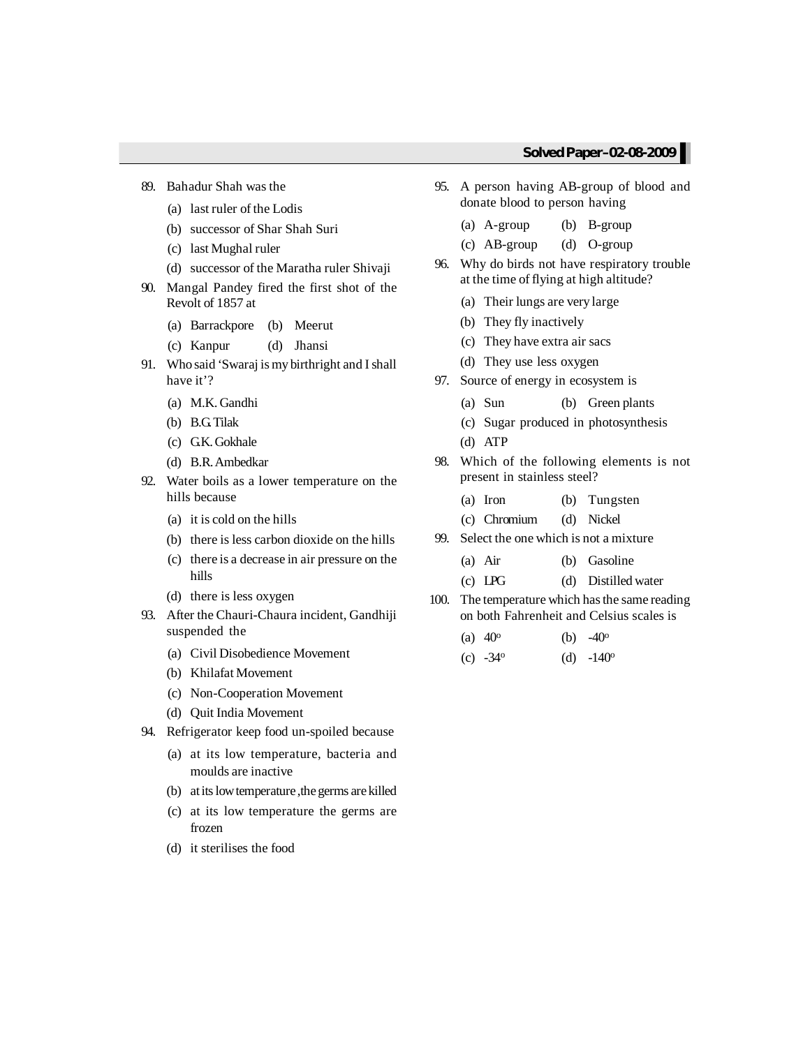89. Bahadur Shah was the
    - (a) last ruler of the Lodis
    - (b) successor of Shar Shah Suri
    - (c) last Mughal ruler
    - (d) successor of the Maratha ruler Shivaji

90. Mangal Pandey fired the first shot of the Revolt of 1857 at
    - (a) Barrackpore (b) Meerut
    - (c) Kanpur (d) Jhansi

91. Who said 'Swaraj is my birthright and I shall have it'?
    - (a) M.K. Gandhi
    - (b) B.G. Tilak
    - (c) G.K. Gokhale
    - (d) B.R. Ambedkar

92. Water boils as a lower temperature on the hills because
    - (a) it is cold on the hills
    - (b) there is less carbon dioxide on the hills
    - (c) there is a decrease in air pressure on the hills
    - (d) there is less oxygen

93. After the Chauri-Chaura incident, Gandhiji suspended the
    - (a) Civil Disobedience Movement
    - (b) Khilafat Movement
    - (c) Non-Cooperation Movement
    - (d) Quit India Movement

94. Refrigerator keep food un-spoiled because
    - (a) at its low temperature, bacteria and moulds are inactive
    - (b) at its low temperature ,the germs are killed
    - (c) at its low temperature the germs are frozen
    - (d) it sterilises the food

95. A person having AB-group of blood and donate blood to person having
    - (a) A-group (b) B-group
    - (c) AB-group (d) O-group

96. Why do birds not have respiratory trouble at the time of flying at high altitude?
    - (a) Their lungs are very large
    - (b) They fly inactively
    - (c) They have extra air sacs
    - (d) They use less oxygen

97. Source of energy in ecosystem is
    - (a) Sun (b) Green plants
    - (c) Sugar produced in photosynthesis
    - (d) ATP

98. Which of the following elements is not present in stainless steel?
    - (a) Iron (b) Tungsten
    - (c) Chromium (d) Nickel

99. Select the one which is not a mixture
    - (a) Air (b) Gasoline
    - (c) LPG (d) Distilled water

100. The temperature which has the same reading on both Fahrenheit and Celsius scales is
    - (a) $40^o$ (b) $-40^o$
    - (c) $-34^o$ (d) $-140^o$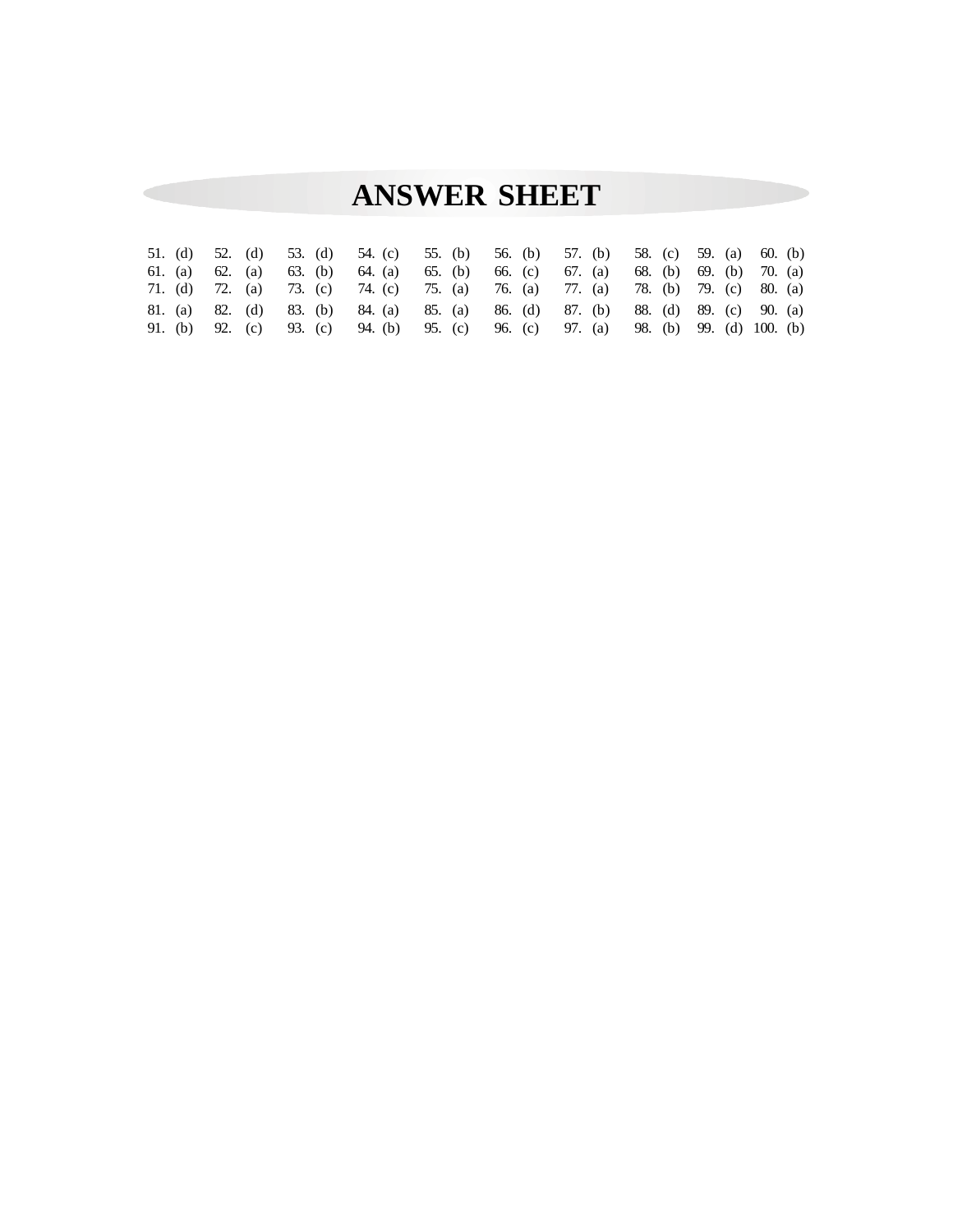# ANSWER SHEET

| | | | | | | | | | |
|---|---|---|---|---|---|---|---|---|---|
| 51. (d) | 52. (d) | 53. (d) | 54. (c) | 55. (b) | 56. (b) | 57. (b) | 58. (c) | 59. (a) | 60. (b) |
| 61. (a) | 62. (a) | 63. (b) | 64. (a) | 65. (b) | 66. (c) | 67. (a) | 68. (b) | 69. (b) | 70. (a) |
| 71. (d) | 72. (a) | 73. (c) | 74. (c) | 75. (a) | 76. (a) | 77. (a) | 78. (b) | 79. (c) | 80. (a) |
| 81. (a) | 82. (d) | 83. (b) | 84. (a) | 85. (a) | 86. (d) | 87. (b) | 88. (d) | 89. (c) | 90. (a) |
| 91. (b) | 92. (c) | 93. (c) | 94. (b) | 95. (c) | 96. (c) | 97. (a) | 98. (b) | 99. (d) | 100. (b) |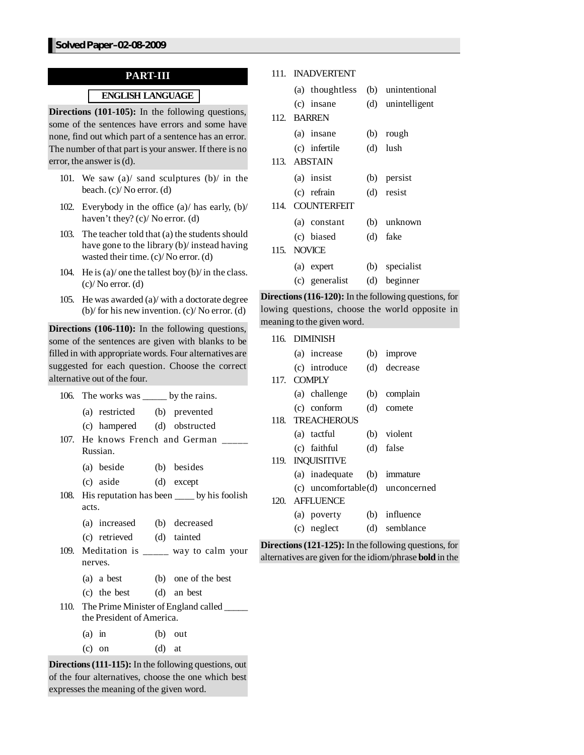## PART-III

### ENGLISH LANGUAGE

**Directions (101-105):** In the following questions, some of the sentences have errors and some have none, find out which part of a sentence has an error. The number of that part is your answer. If there is no error, the answer is (d).

101. We saw (a)/ sand sculptures (b)/ in the beach. (c)/ No error. (d)

102. Everybody in the office (a)/ has early, (b)/ haven't they? (c)/ No error. (d)

103. The teacher told that (a) the students should have gone to the library (b)/ instead having wasted their time. (c)/ No error. (d)

104. He is (a)/ one the tallest boy (b)/ in the class. (c)/ No error. (d)

105. He was awarded (a)/ with a doctorate degree (b)/ for his new invention. (c)/ No error. (d)

**Directions (106-110):** In the following questions, some of the sentences are given with blanks to be filled in with appropriate words. Four alternatives are suggested for each question. Choose the correct alternative out of the four.

106. The works was _____ by the rains.
   (a) restricted (b) prevented
   (c) hampered (d) obstructed

107. He knows French and German _____ Russian.
   (a) beside (b) besides
   (c) aside (d) except

108. His reputation has been ____ by his foolish acts.
   (a) increased (b) decreased
   (c) retrieved (d) tainted

109. Meditation is _____ way to calm your nerves.
   (a) a best (b) one of the best
   (c) the best (d) an best

110. The Prime Minister of England called _____ the President of America.
   (a) in (b) out
   (c) on (d) at

**Directions (111-115):** In the following questions, out of the four alternatives, choose the one which best expresses the meaning of the given word.

111. INADVERTENT
   (a) thoughtless (b) unintentional
   (c) insane (d) unintelligent

112. BARREN
   (a) insane (b) rough
   (c) infertile (d) lush

113. ABSTAIN
   (a) insist (b) persist
   (c) refrain (d) resist

114. COUNTERFEIT
   (a) constant (b) unknown
   (c) biased (d) fake

115. NOVICE
   (a) expert (b) specialist
   (c) generalist (d) beginner

**Directions (116-120):** In the following questions, for lowing questions, choose the world opposite in meaning to the given word.

116. DIMINISH
   (a) increase (b) improve
   (c) introduce (d) decrease

117. COMPLY
   (a) challenge (b) complain
   (c) conform (d) comete

118. TREACHEROUS
   (a) tactful (b) violent
   (c) faithful (d) false

119. INQUISITIVE
   (a) inadequate (b) immature
   (c) uncomfortable (d) unconcerned

120. AFFLUENCE
   (a) poverty (b) influence
   (c) neglect (d) semblance

**Directions (121-125):** In the following questions, for alternatives are given for the idiom/phrase **bold** in the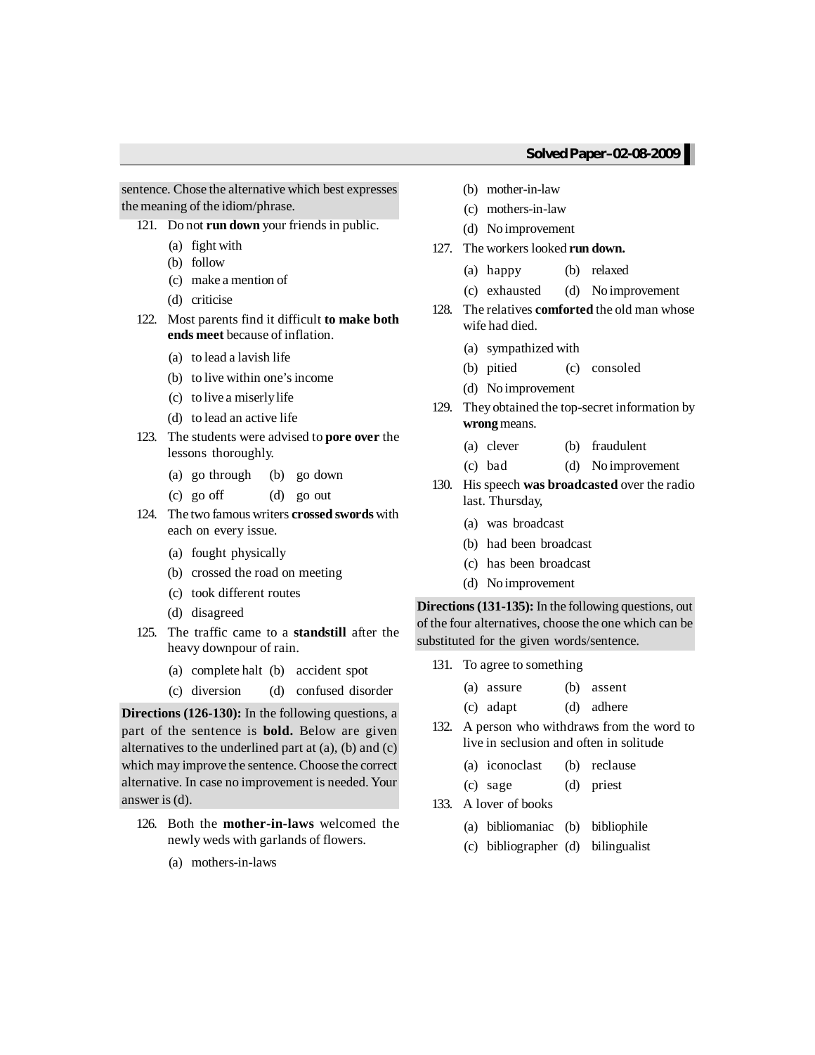sentence. Chose the alternative which best expresses the meaning of the idiom/phrase.

121. Do not **run down** your friends in public.
    (a) fight with
    (b) follow
    (c) make a mention of
    (d) criticise

122. Most parents find it difficult **to make both ends meet** because of inflation.
    (a) to lead a lavish life
    (b) to live within one's income
    (c) to live a miserly life
    (d) to lead an active life

123. The students were advised to **pore over** the lessons thoroughly.
    (a) go through (b) go down
    (c) go off (d) go out

124. The two famous writers **crossed swords** with each on every issue.
    (a) fought physically
    (b) crossed the road on meeting
    (c) took different routes
    (d) disagreed

125. The traffic came to a **standstill** after the heavy downpour of rain.
    (a) complete halt (b) accident spot
    (c) diversion (d) confused disorder

**Directions (126-130):** In the following questions, a part of the sentence is **bold.** Below are given alternatives to the underlined part at (a), (b) and (c) which may improve the sentence. Choose the correct alternative. In case no improvement is needed. Your answer is (d).

126. Both the **mother-in-laws** welcomed the newly weds with garlands of flowers.
    (a) mothers-in-laws
    (b) mother-in-law
    (c) mothers-in-law
    (d) No improvement

127. The workers looked **run down.**
    (a) happy (b) relaxed
    (c) exhausted (d) No improvement

128. The relatives **comforted** the old man whose wife had died.
    (a) sympathized with
    (b) pitied (c) consoled
    (d) No improvement

129. They obtained the top-secret information by **wrong** means.
    (a) clever (b) fraudulent
    (c) bad (d) No improvement

130. His speech **was broadcasted** over the radio last. Thursday,
    (a) was broadcast
    (b) had been broadcast
    (c) has been broadcast
    (d) No improvement

**Directions (131-135):** In the following questions, out of the four alternatives, choose the one which can be substituted for the given words/sentence.

131. To agree to something
    (a) assure (b) assent
    (c) adapt (d) adhere

132. A person who withdraws from the word to live in seclusion and often in solitude
    (a) iconoclast (b) reclause
    (c) sage (d) priest

133. A lover of books
    (a) bibliomaniac (b) bibliophile
    (c) bibliographer (d) bilingualist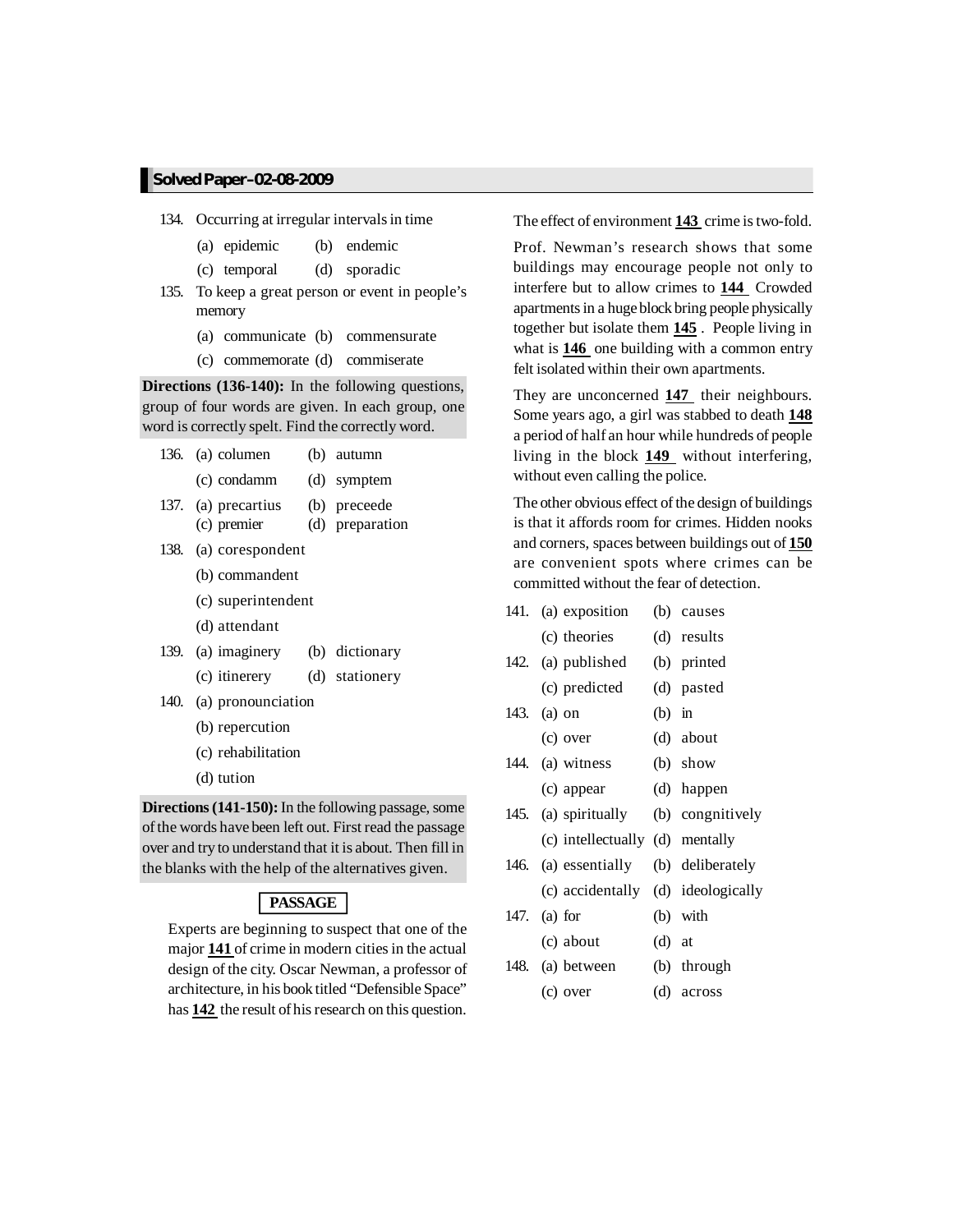134. Occurring at irregular intervals in time

(a) epidemic (b) endemic

(c) temporal (d) sporadic

135. To keep a great person or event in people's memory

(a) communicate (b) commensurate

(c) commemorate (d) commiserate

**Directions (136-140):** In the following questions, group of four words are given. In each group, one word is correctly spelt. Find the correctly word.

136. (a) columen (b) autumn

(c) condamm (d) symptem

137. (a) precartius (b) preceede

(c) premier (d) preparation

138. (a) corespondent

(b) commandent

(c) superintendent

(d) attendant

139. (a) imaginery (b) dictionary

(c) itinerery (d) stationery

140. (a) pronounciation

(b) repercution

(c) rehabilitation

(d) tution

**Directions (141-150):** In the following passage, some of the words have been left out. First read the passage over and try to understand that it is about. Then fill in the blanks with the help of the alternatives given.

**PASSAGE**

Experts are beginning to suspect that one of the major **141** of crime in modern cities in the actual design of the city. Oscar Newman, a professor of architecture, in his book titled "Defensible Space" has **142** the result of his research on this question.

The effect of environment **143** crime is two-fold.

Prof. Newman's research shows that some buildings may encourage people not only to interfere but to allow crimes to **144** Crowded apartments in a huge block bring people physically together but isolate them **145** . People living in what is **146** one building with a common entry felt isolated within their own apartments.

They are unconcerned **147** their neighbours. Some years ago, a girl was stabbed to death **148** a period of half an hour while hundreds of people living in the block **149** without interfering, without even calling the police.

The other obvious effect of the design of buildings is that it affords room for crimes. Hidden nooks and corners, spaces between buildings out of **150** are convenient spots where crimes can be committed without the fear of detection.

141. (a) exposition (b) causes

(c) theories (d) results

142. (a) published (b) printed

(c) predicted (d) pasted

143. (a) on (b) in

(c) over (d) about

144. (a) witness (b) show

(c) appear (d) happen

145. (a) spiritually (b) congnitively

(c) intellectually (d) mentally

146. (a) essentially (b) deliberately

(c) accidentally (d) ideologically

147. (a) for (b) with

(c) about (d) at

148. (a) between (b) through

(c) over (d) across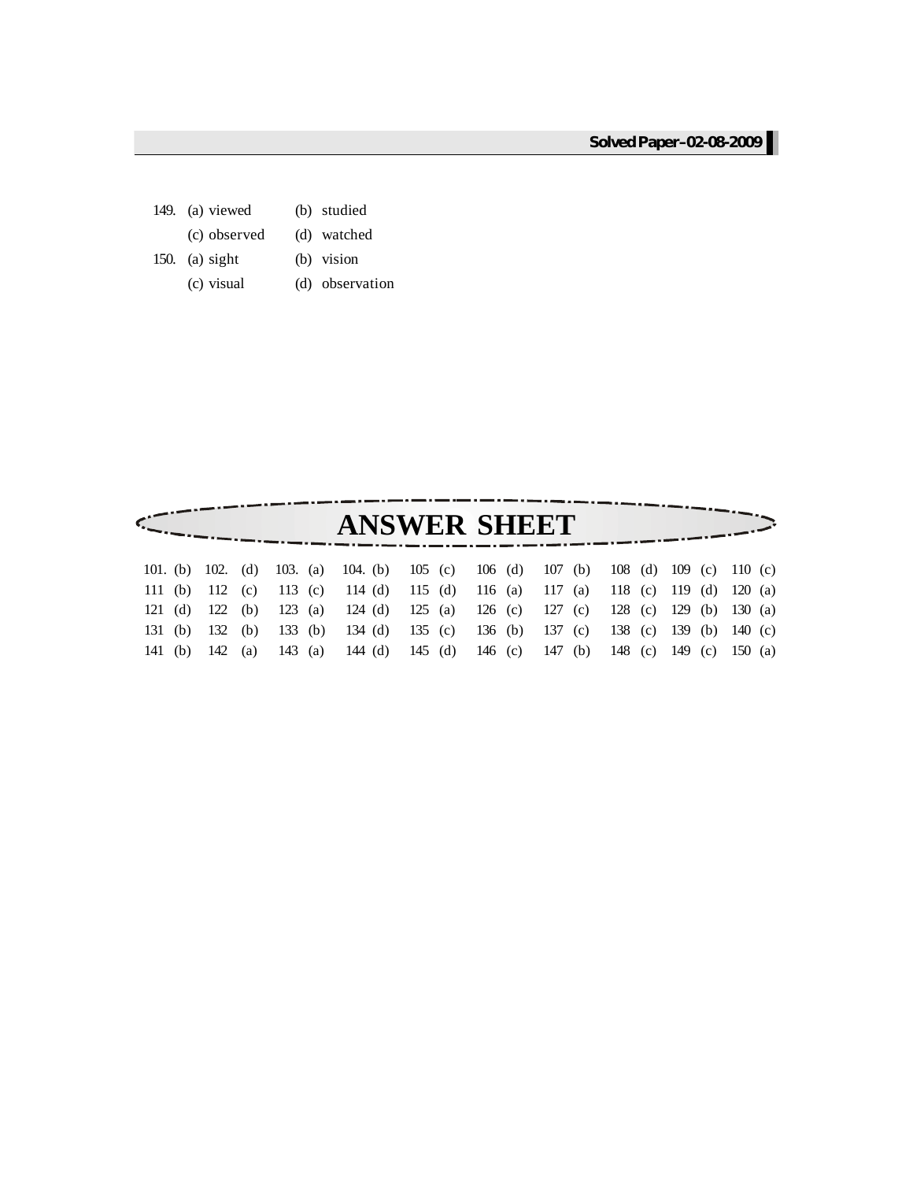149. (a) viewed (b) studied
(c) observed (d) watched

150. (a) sight (b) vision
(c) visual (d) observation

# ANSWER SHEET

| | | | | | | | | | |
|---|---|---|---|---|---|---|---|---|---|
| 101. (b) | 102. (d) | 103. (a) | 104. (b) | 105 (c) | 106 (d) | 107 (b) | 108 (d) | 109 (c) | 110 (c) |
| 111 (b) | 112 (c) | 113 (c) | 114 (d) | 115 (d) | 116 (a) | 117 (a) | 118 (c) | 119 (d) | 120 (a) |
| 121 (d) | 122 (b) | 123 (a) | 124 (d) | 125 (a) | 126 (c) | 127 (c) | 128 (c) | 129 (b) | 130 (a) |
| 131 (b) | 132 (b) | 133 (b) | 134 (d) | 135 (c) | 136 (b) | 137 (c) | 138 (c) | 139 (b) | 140 (c) |
| 141 (b) | 142 (a) | 143 (a) | 144 (d) | 145 (d) | 146 (c) | 147 (b) | 148 (c) | 149 (c) | 150 (a) |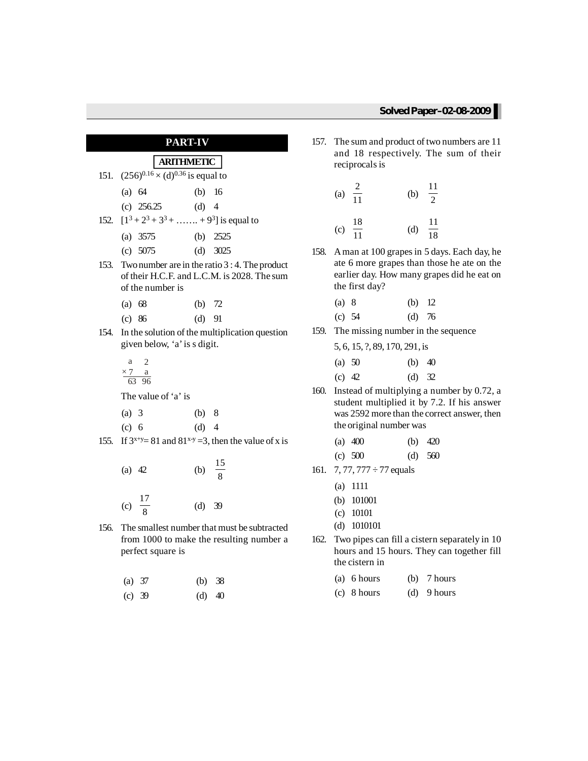## PART-IV

### ARITHMETIC

151. $(256)^{0.16} \times (d)^{0.36}$ is equal to

(a) 64 (b) 16

(c) 256.25 (d) 4

152. $[1^3 + 2^3 + 3^3 + \ldots\ldots + 9^3]$ is equal to

(a) 3575 (b) 2525

(c) 5075 (d) 3025

153. Two number are in the ratio 3 : 4. The product of their H.C.F. and L.C.M. is 2028. The sum of the number is

(a) 68 (b) 72

(c) 86 (d) 91

154. In the solution of the multiplication question given below, 'a' is s digit.

$$\begin{array}{r} a\ \ 2 \\ \times\, 7\ \ a \\ \hline 63\ 96 \end{array}$$

The value of 'a' is

(a) 3 (b) 8

(c) 6 (d) 4

155. If $3^{x+y} = 81$ and $81^{x-y} = 3$, then the value of x is

(a) 42 (b) $\frac{15}{8}$

(c) $\frac{17}{8}$ (d) 39

156. The smallest number that must be subtracted from 1000 to make the resulting number a perfect square is

(a) 37 (b) 38

(c) 39 (d) 40

157. The sum and product of two numbers are 11 and 18 respectively. The sum of their reciprocals is

(a) $\frac{2}{11}$ (b) $\frac{11}{2}$

(c) $\frac{18}{11}$ (d) $\frac{11}{18}$

158. A man at 100 grapes in 5 days. Each day, he ate 6 more grapes than those he ate on the earlier day. How many grapes did he eat on the first day?

(a) 8 (b) 12

(c) 54 (d) 76

159. The missing number in the sequence

5, 6, 15, ?, 89, 170, 291, is

(a) 50 (b) 40

(c) 42 (d) 32

160. Instead of multiplying a number by 0.72, a student multiplied it by 7.2. If his answer was 2592 more than the correct answer, then the original number was

(a) 400 (b) 420

(c) 500 (d) 560

161. 7, 77, 777 ÷ 77 equals

(a) 1111

(b) 101001

(c) 10101

(d) 1010101

162. Two pipes can fill a cistern separately in 10 hours and 15 hours. They can together fill the cistern in

(a) 6 hours (b) 7 hours

(c) 8 hours (d) 9 hours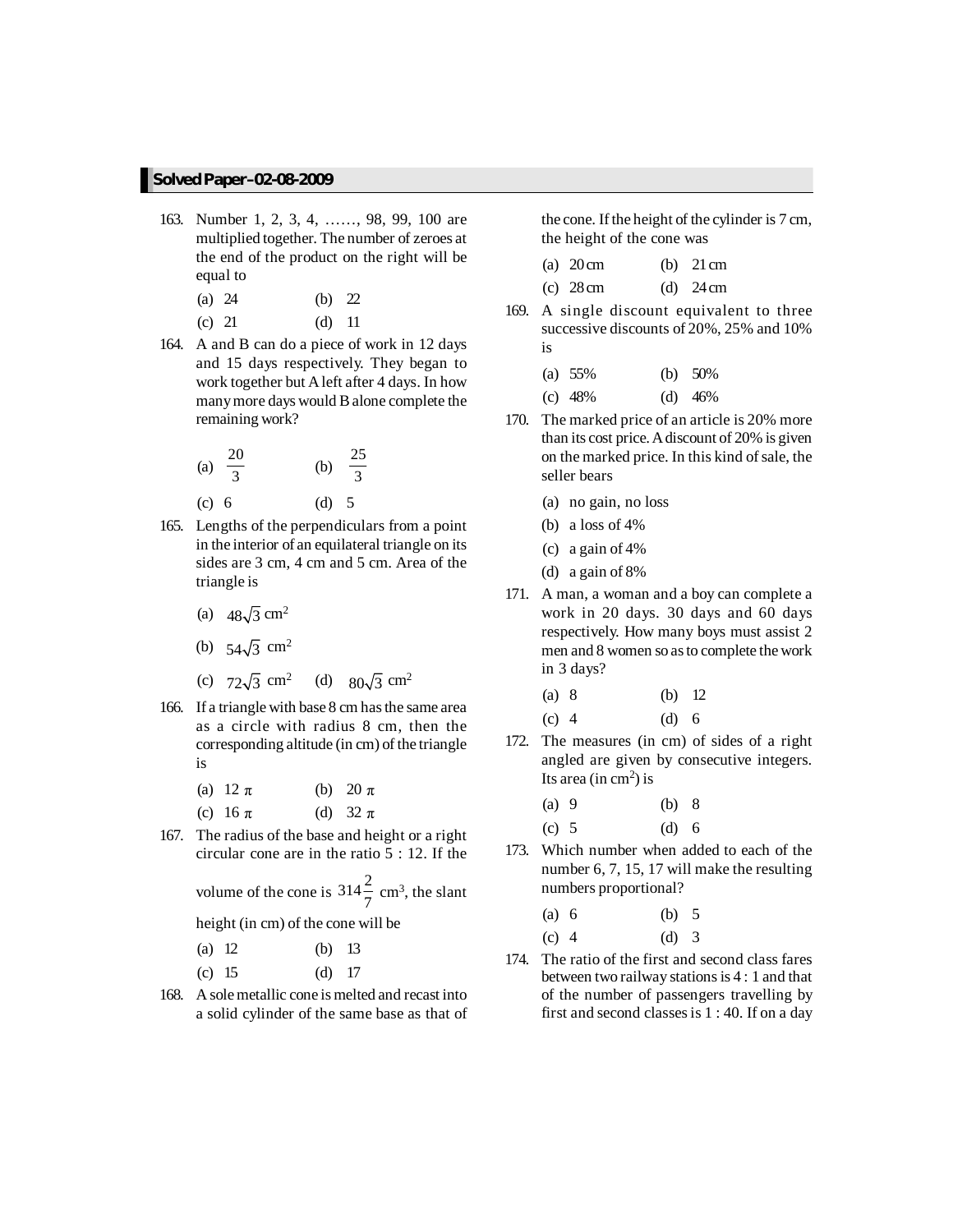163. Number 1, 2, 3, 4, ……, 98, 99, 100 are multiplied together. The number of zeroes at the end of the product on the right will be equal to

(a) 24 (b) 22

(c) 21 (d) 11

164. A and B can do a piece of work in 12 days and 15 days respectively. They began to work together but A left after 4 days. In how many more days would B alone complete the remaining work?

(a) $\frac{20}{3}$ (b) $\frac{25}{3}$

(c) 6 (d) 5

165. Lengths of the perpendiculars from a point in the interior of an equilateral triangle on its sides are 3 cm, 4 cm and 5 cm. Area of the triangle is

(a) $48\sqrt{3}$ cm$^2$

(b) $54\sqrt{3}$ cm$^2$

(c) $72\sqrt{3}$ cm$^2$ (d) $80\sqrt{3}$ cm$^2$

166. If a triangle with base 8 cm has the same area as a circle with radius 8 cm, then the corresponding altitude (in cm) of the triangle is

(a) $12\pi$ (b) $20\pi$

(c) $16\pi$ (d) $32\pi$

167. The radius of the base and height or a right circular cone are in the ratio 5 : 12. If the volume of the cone is $314\frac{2}{7}$ cm$^3$, the slant height (in cm) of the cone will be

(a) 12 (b) 13

(c) 15 (d) 17

168. A sole metallic cone is melted and recast into a solid cylinder of the same base as that of the cone. If the height of the cylinder is 7 cm, the height of the cone was

(a) 20 cm (b) 21 cm

(c) 28 cm (d) 24 cm

169. A single discount equivalent to three successive discounts of 20%, 25% and 10% is

(a) 55% (b) 50%

(c) 48% (d) 46%

170. The marked price of an article is 20% more than its cost price. A discount of 20% is given on the marked price. In this kind of sale, the seller bears

(a) no gain, no loss

(b) a loss of 4%

(c) a gain of 4%

(d) a gain of 8%

171. A man, a woman and a boy can complete a work in 20 days. 30 days and 60 days respectively. How many boys must assist 2 men and 8 women so as to complete the work in 3 days?

(a) 8 (b) 12

(c) 4 (d) 6

172. The measures (in cm) of sides of a right angled are given by consecutive integers. Its area (in cm$^2$) is

(a) 9 (b) 8

(c) 5 (d) 6

173. Which number when added to each of the number 6, 7, 15, 17 will make the resulting numbers proportional?

(a) 6 (b) 5

(c) 4 (d) 3

174. The ratio of the first and second class fares between two railway stations is 4 : 1 and that of the number of passengers travelling by first and second classes is 1 : 40. If on a day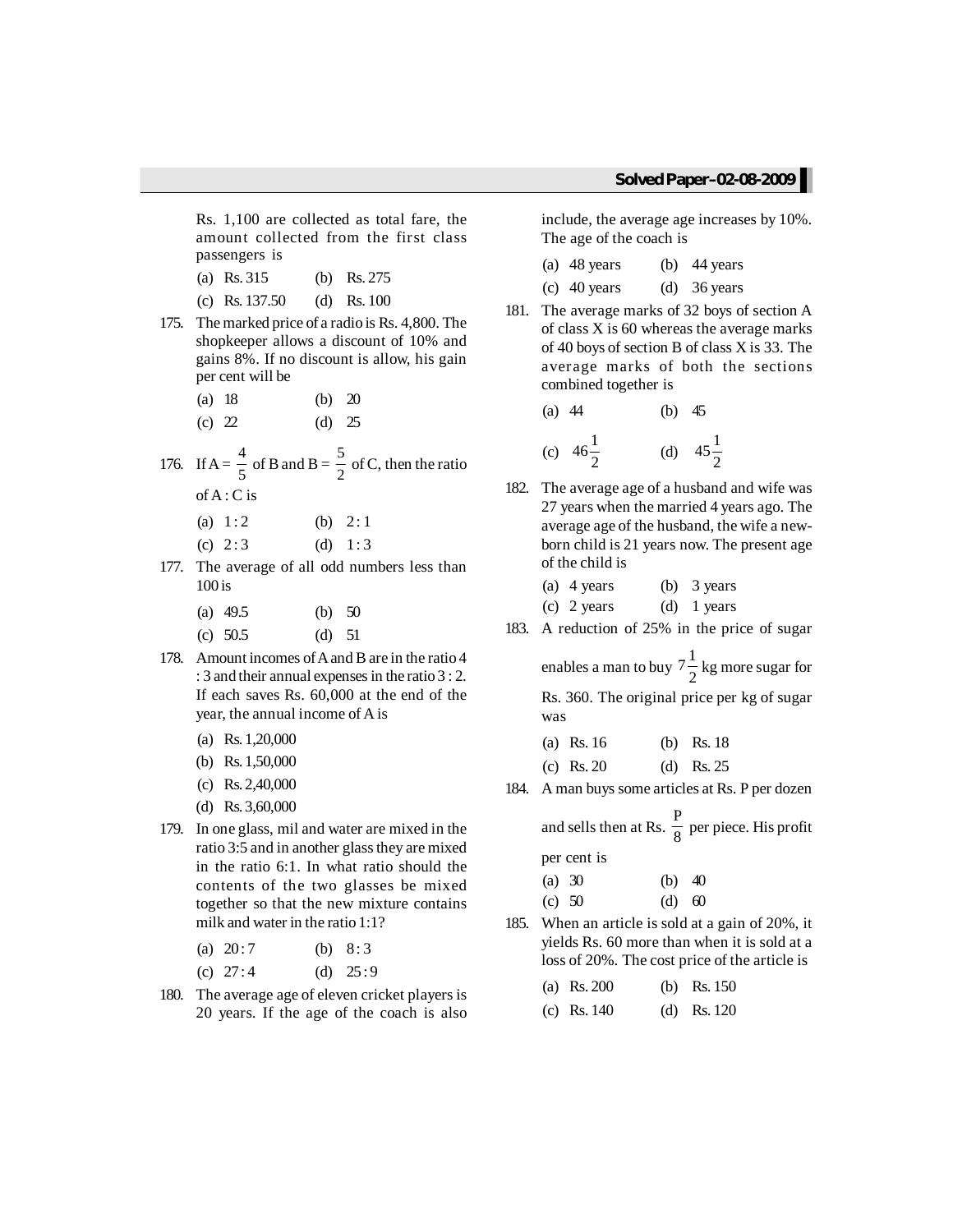Rs. 1,100 are collected as total fare, the amount collected from the first class passengers is

(a) Rs. 315 (b) Rs. 275

(c) Rs. 137.50 (d) Rs. 100

175. The marked price of a radio is Rs. 4,800. The shopkeeper allows a discount of 10% and gains 8%. If no discount is allow, his gain per cent will be

(a) 18 (b) 20

(c) 22 (d) 25

176. If A = $\frac{4}{5}$ of B and B = $\frac{5}{2}$ of C, then the ratio of A : C is

(a) 1 : 2 (b) 2 : 1

(c) 2 : 3 (d) 1 : 3

177. The average of all odd numbers less than 100 is

(a) 49.5 (b) 50

(c) 50.5 (d) 51

178. Amount incomes of A and B are in the ratio 4 : 3 and their annual expenses in the ratio 3 : 2. If each saves Rs. 60,000 at the end of the year, the annual income of A is

(a) Rs. 1,20,000

(b) Rs. 1,50,000

(c) Rs. 2,40,000

(d) Rs. 3,60,000

179. In one glass, mil and water are mixed in the ratio 3:5 and in another glass they are mixed in the ratio 6:1. In what ratio should the contents of the two glasses be mixed together so that the new mixture contains milk and water in the ratio 1:1?

(a) 20 : 7 (b) 8 : 3

(c) 27 : 4 (d) 25 : 9

180. The average age of eleven cricket players is 20 years. If the age of the coach is also include, the average age increases by 10%. The age of the coach is

(a) 48 years (b) 44 years

(c) 40 years (d) 36 years

181. The average marks of 32 boys of section A of class X is 60 whereas the average marks of 40 boys of section B of class X is 33. The average marks of both the sections combined together is

(a) 44 (b) 45

(c) $46\frac{1}{2}$ (d) $45\frac{1}{2}$

182. The average age of a husband and wife was 27 years when the married 4 years ago. The average age of the husband, the wife a new-born child is 21 years now. The present age of the child is

(a) 4 years (b) 3 years

(c) 2 years (d) 1 years

183. A reduction of 25% in the price of sugar enables a man to buy $7\frac{1}{2}$ kg more sugar for Rs. 360. The original price per kg of sugar was

(a) Rs. 16 (b) Rs. 18

(c) Rs. 20 (d) Rs. 25

184. A man buys some articles at Rs. P per dozen and sells then at Rs. $\frac{P}{8}$ per piece. His profit per cent is

(a) 30 (b) 40

(c) 50 (d) 60

185. When an article is sold at a gain of 20%, it yields Rs. 60 more than when it is sold at a loss of 20%. The cost price of the article is

(a) Rs. 200 (b) Rs. 150

(c) Rs. 140 (d) Rs. 120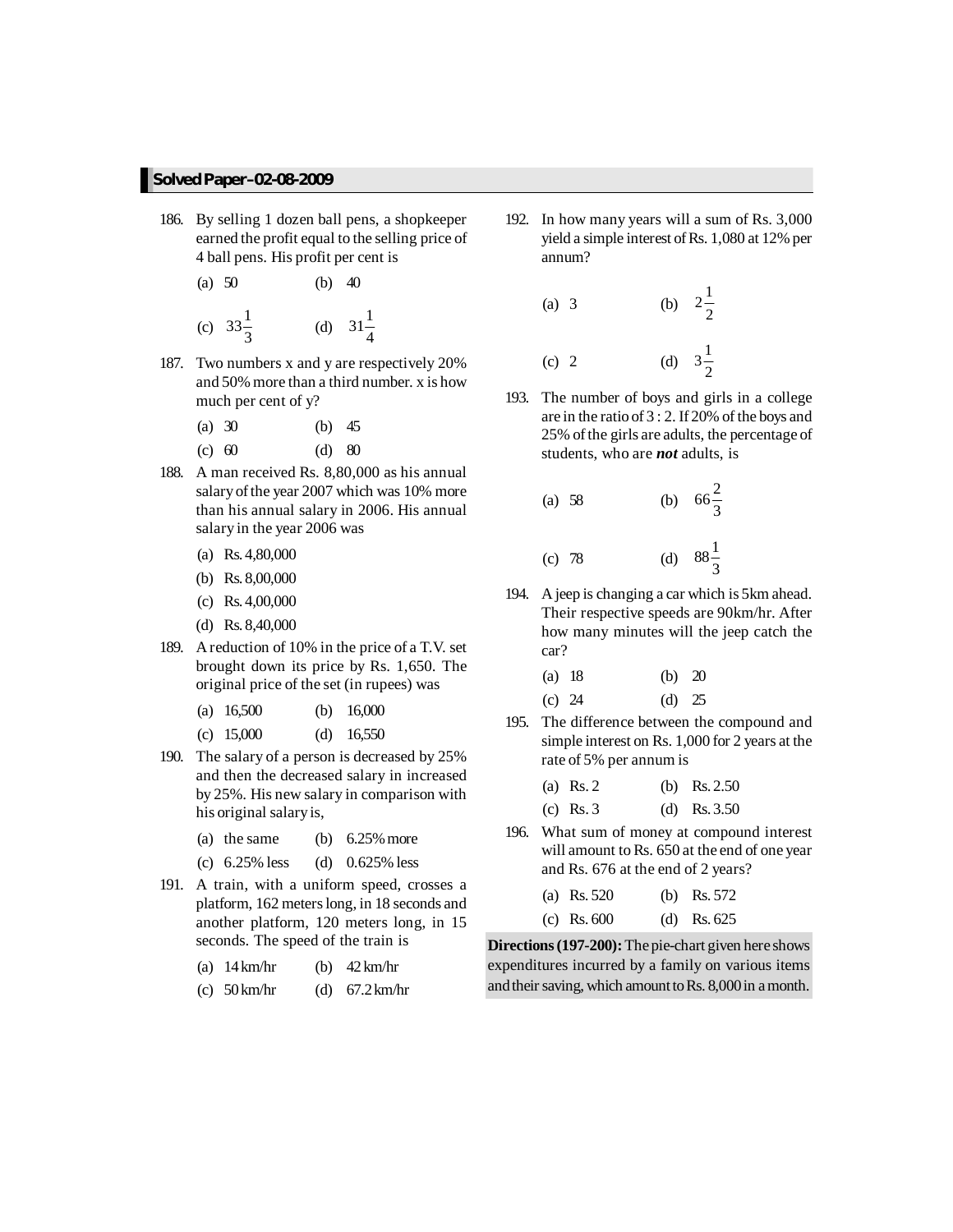186. By selling 1 dozen ball pens, a shopkeeper earned the profit equal to the selling price of 4 ball pens. His profit per cent is

(a) 50 (b) 40

(c) $33\frac{1}{3}$ (d) $31\frac{1}{4}$

187. Two numbers x and y are respectively 20% and 50% more than a third number. x is how much per cent of y?

(a) 30 (b) 45

(c) 60 (d) 80

188. A man received Rs. 8,80,000 as his annual salary of the year 2007 which was 10% more than his annual salary in 2006. His annual salary in the year 2006 was

(a) Rs. 4,80,000

(b) Rs. 8,00,000

(c) Rs. 4,00,000

(d) Rs. 8,40,000

189. A reduction of 10% in the price of a T.V. set brought down its price by Rs. 1,650. The original price of the set (in rupees) was

(a) 16,500 (b) 16,000

(c) 15,000 (d) 16,550

190. The salary of a person is decreased by 25% and then the decreased salary in increased by 25%. His new salary in comparison with his original salary is,

(a) the same (b) 6.25% more

(c) 6.25% less (d) 0.625% less

191. A train, with a uniform speed, crosses a platform, 162 meters long, in 18 seconds and another platform, 120 meters long, in 15 seconds. The speed of the train is

(a) 14 km/hr (b) 42 km/hr

(c) 50 km/hr (d) 67.2 km/hr

192. In how many years will a sum of Rs. 3,000 yield a simple interest of Rs. 1,080 at 12% per annum?

(a) 3 (b) $2\frac{1}{2}$

(c) 2 (d) $3\frac{1}{2}$

193. The number of boys and girls in a college are in the ratio of 3 : 2. If 20% of the boys and 25% of the girls are adults, the percentage of students, who are ***not*** adults, is

(a) 58 (b) $66\frac{2}{3}$

(c) 78 (d) $88\frac{1}{3}$

194. A jeep is changing a car which is 5km ahead. Their respective speeds are 90km/hr. After how many minutes will the jeep catch the car?

(a) 18 (b) 20

(c) 24 (d) 25

195. The difference between the compound and simple interest on Rs. 1,000 for 2 years at the rate of 5% per annum is

(a) Rs. 2 (b) Rs. 2.50

(c) Rs. 3 (d) Rs. 3.50

196. What sum of money at compound interest will amount to Rs. 650 at the end of one year and Rs. 676 at the end of 2 years?

(a) Rs. 520 (b) Rs. 572

(c) Rs. 600 (d) Rs. 625

**Directions (197-200):** The pie-chart given here shows expenditures incurred by a family on various items and their saving, which amount to Rs. 8,000 in a month.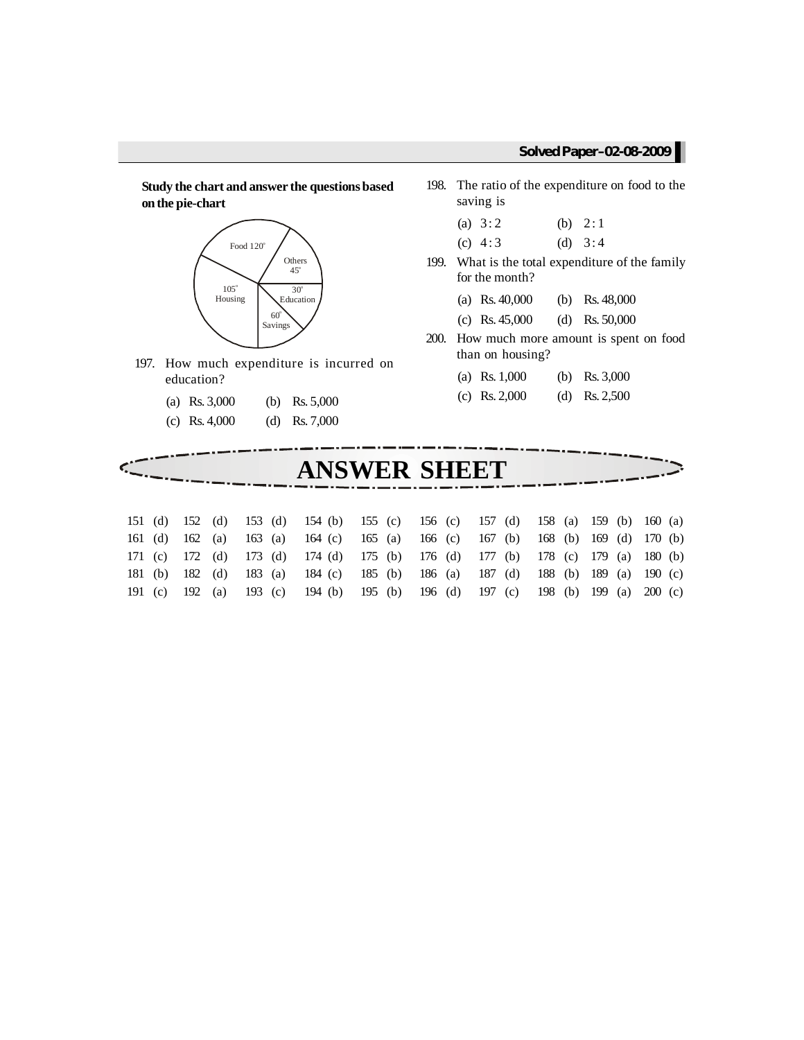**Study the chart and answer the questions based on the pie-chart**

Food 120°
Others 45°
105° Housing
30° Education
60° Savings

197. How much expenditure is incurred on education?

(a) Rs. 3,000 (b) Rs. 5,000
(c) Rs. 4,000 (d) Rs. 7,000

198. The ratio of the expenditure on food to the saving is

(a) 3 : 2 (b) 2 : 1
(c) 4 : 3 (d) 3 : 4

199. What is the total expenditure of the family for the month?

(a) Rs. 40,000 (b) Rs. 48,000
(c) Rs. 45,000 (d) Rs. 50,000

200. How much more amount is spent on food than on housing?

(a) Rs. 1,000 (b) Rs. 3,000
(c) Rs. 2,000 (d) Rs. 2,500

# ANSWER SHEET

| | | | | | | | | | |
|---|---|---|---|---|---|---|---|---|---|
| 151 (d) | 152 (d) | 153 (d) | 154 (b) | 155 (c) | 156 (c) | 157 (d) | 158 (a) | 159 (b) | 160 (a) |
| 161 (d) | 162 (a) | 163 (a) | 164 (c) | 165 (a) | 166 (c) | 167 (b) | 168 (b) | 169 (d) | 170 (b) |
| 171 (c) | 172 (d) | 173 (d) | 174 (d) | 175 (b) | 176 (d) | 177 (b) | 178 (c) | 179 (a) | 180 (b) |
| 181 (b) | 182 (d) | 183 (a) | 184 (c) | 185 (b) | 186 (a) | 187 (d) | 188 (b) | 189 (a) | 190 (c) |
| 191 (c) | 192 (a) | 193 (c) | 194 (b) | 195 (b) | 196 (d) | 197 (c) | 198 (b) | 199 (a) | 200 (c) |